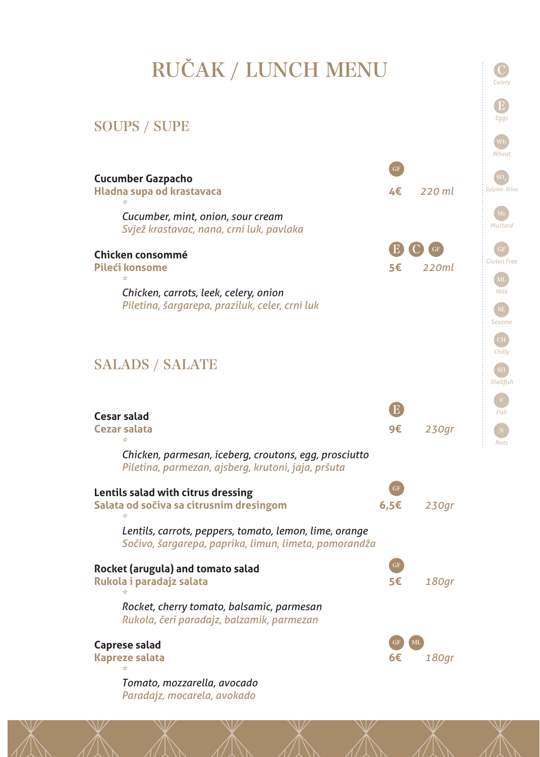# RUČAK / LUNCH MENU

## SOUPS / SUPE

**Cucumber Gazpacho** — GF
**Hladna supa od krastavaca** — 4€ — *220 ml*
*
*Cucumber, mint, onion, sour cream*
*Svjež krastavac, nana, crni luk, pavlaka*

**Chicken consommé** — E C GF
**Pileći konsome** — 5€ — *220ml*
*
*Chicken, carrots, leek, celery, onion*
*Piletina, šargarepa, praziluk, celer, crni luk*

## SALADS / SALATE

**Cesar salad** — E
**Cezar salata** — 9€ — *230gr*
*
*Chicken, parmesan, iceberg, croutons, egg, prosciutto*
*Piletina, parmezan, ajsberg, krutoni, jaja, pršuta*

**Lentils salad with citrus dressing** — GF
**Salata od sočiva sa citrusnim dresingom** — 6,5€ — *230gr*
*
*Lentils, carrots, peppers, tomato, lemon, lime, orange*
*Sočivo, šargarepa, paprika, limun, limeta, pomorandža*

**Rocket (arugula) and tomato salad** — GF
**Rukola i paradajz salata** — 5€ — *180gr*
*
*Rocket, cherry tomato, balsamic, parmesan*
*Rukola, čeri paradajz, balzamik, parmezan*

**Caprese salad** — GF ML
**Kapreze salata** — 6€ — *180gr*
*
*Tomato, mozzarella, avocado*
*Paradajz, mocarela, avokado*

---

C – *Celery*
E – *Eggs*
Wh – *Wheat*
$SO_2$ – *Sulphit- Wine*
Ms – *Mustard*
GF – *Gluten Free*
ML – *Milk*
SE – *Sesame*
CH – *Chilly*
SH – *Shellfish*
F – *Fish*
N – *Nuts*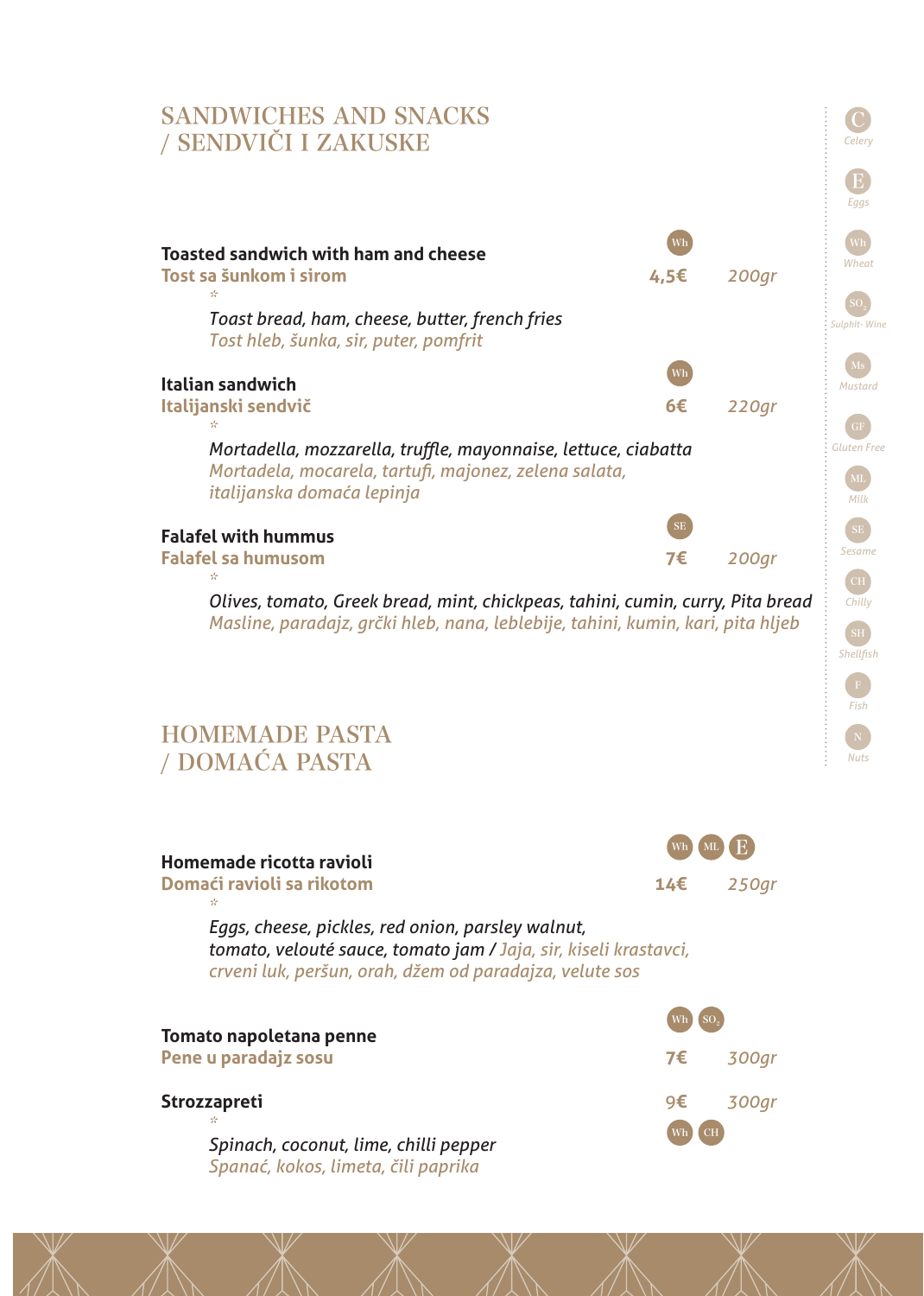# SANDWICHES AND SNACKS / SENDVIČI I ZAKUSKE

**Toasted sandwich with ham and cheese**
**Tost sa šunkom i sirom** — Wh — 4,5€ — *200gr*

*

*Toast bread, ham, cheese, butter, french fries*
*Tost hleb, šunka, sir, puter, pomfrit*

**Italian sandwich**
**Italijanski sendvič** — Wh — 6€ — *220gr*

*

*Mortadella, mozzarella, truffle, mayonnaise, lettuce, ciabatta*
*Mortadela, mocarela, tartufi, majonez, zelena salata, italijanska domaća lepinja*

**Falafel with hummus**
**Falafel sa humusom** — SE — 7€ — *200gr*

*

*Olives, tomato, Greek bread, mint, chickpeas, tahini, cumin, curry, Pita bread*
*Masline, paradajz, grčki hleb, nana, leblebije, tahini, kumin, kari, pita hljeb*

# HOMEMADE PASTA / DOMAĆA PASTA

**Homemade ricotta ravioli**
**Domaći ravioli sa rikotom** — Wh, ML, E — 14€ — *250gr*

*

*Eggs, cheese, pickles, red onion, parsley walnut, tomato, velouté sauce, tomato jam / Jaja, sir, kiseli krastavci, crveni luk, peršun, orah, džem od paradajza, velute sos*

**Tomato napoletana penne**
**Pene u paradajz sosu** — Wh, $SO_2$ — 7€ — *300gr*

**Strozzapreti** — Wh, CH — 9€ — *300gr*

*

*Spinach, coconut, lime, chilli pepper*
*Spanać, kokos, limeta, čili paprika*

---

C — Celery
E — Eggs
Wh — Wheat
$SO_2$ — Sulphit- Wine
Ms — Mustard
GF — Gluten Free
ML — Milk
SE — Sesame
CH — Chilly
SH — Shellfish
F — Fish
N — Nuts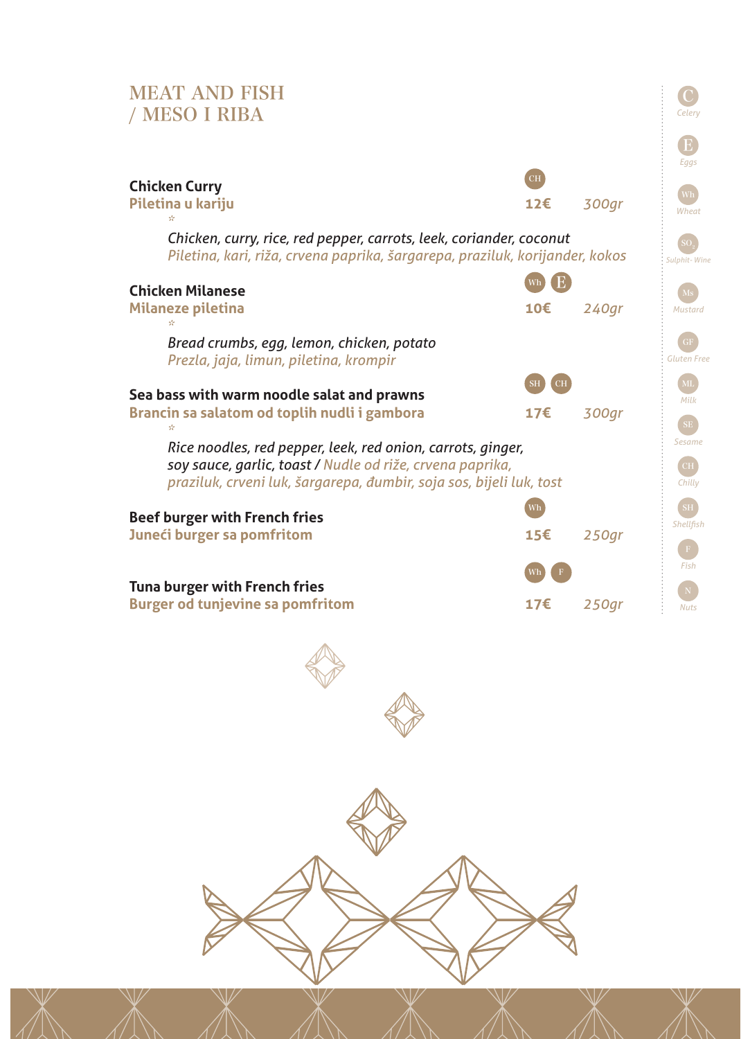# MEAT AND FISH / MESO I RIBA

**Chicken Curry**
**Piletina u kariju** — CH — **12€** — *300gr*

*

*Chicken, curry, rice, red pepper, carrots, leek, coriander, coconut*
*Piletina, kari, riža, crvena paprika, šargarepa, praziluk, korijander, kokos*

**Chicken Milanese**
**Milaneze piletina** — Wh, E — **10€** — *240gr*

*

*Bread crumbs, egg, lemon, chicken, potato*
*Prezla, jaja, limun, piletina, krompir*

**Sea bass with warm noodle salat and prawns**
**Brancin sa salatom od toplih nudli i gambora** — SH, CH — **17€** — *300gr*

*

*Rice noodles, red pepper, leek, red onion, carrots, ginger, soy sauce, garlic, toast / Nudle od riže, crvena paprika, praziluk, crveni luk, šargarepa, đumbir, soja sos, bijeli luk, tost*

**Beef burger with French fries**
**Juneći burger sa pomfritom** — Wh — **15€** — *250gr*

**Tuna burger with French fries**
**Burger od tunjevine sa pomfritom** — Wh, F — **17€** — *250gr*

---

C — Celery
E — Eggs
Wh — Wheat
$SO_2$ — Sulphit- Wine
Ms — Mustard
GF — Gluten Free
ML — Milk
SE — Sesame
CH — Chilly
SH — Shellfish
F — Fish
N — Nuts